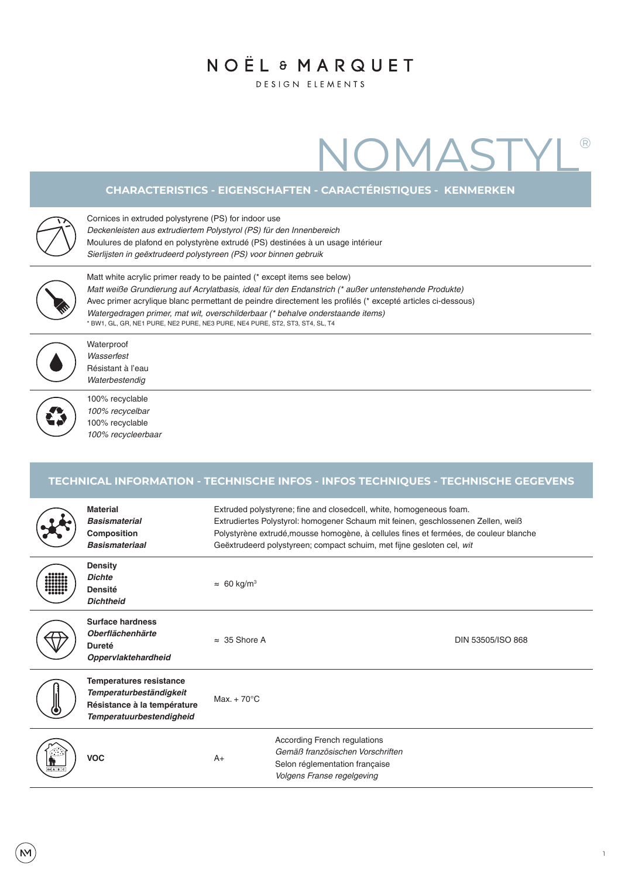NOËL & MARQUET

DESIGN ELEMENTS

# NOMASTYL®

## CHARACTERISTICS - EIGENSCHAFTEN - CARACTÉRISTIQUES - KENMERKEN

Cornices in extruded polystyrene (PS) for indoor use
*Deckenleisten aus extrudiertem Polystyrol (PS) für den Innenbereich*
Moulures de plafond en polystyrène extrudé (PS) destinées à un usage intérieur
*Sierlijsten in geëxtrudeerd polystyreen (PS) voor binnen gebruik*

Matt white acrylic primer ready to be painted (* except items see below)
*Matt weiße Grundierung auf Acrylatbasis, ideal für den Endanstrich (* außer untenstehende Produkte)*
Avec primer acrylique blanc permettant de peindre directement les profilés (* excepté articles ci-dessous)
*Watergedragen primer, mat wit, overschilderbaar (* behalve onderstaande items)*
* BW1, GL, GR, NE1 PURE, NE2 PURE, NE3 PURE, NE4 PURE, ST2, ST3, ST4, SL, T4

Waterproof
*Wasserfest*
Résistant à l'eau
*Waterbestendig*

100% recyclable
*100% recycelbar*
100% recyclable
*100% recycleerbaar*

## TECHNICAL INFORMATION - TECHNISCHE INFOS - INFOS TECHNIQUES - TECHNISCHE GEGEVENS

| | | |
|---|---|---|
| **Material** / ***Basismaterial*** / **Composition** / ***Basismateriaal*** | Extruded polystyrene; fine and closedcell, white, homogeneous foam.<br>Extrudiertes Polystyrol: homogener Schaum mit feinen, geschlossenen Zellen, weiß<br>Polystyrène extrudé,mousse homogène, à cellules fines et fermées, de couleur blanche<br>Geëxtrudeerd polystyreen; compact schuim, met fijne gesloten cel, *wit* | |
| **Density** / ***Dichte*** / **Densité** / ***Dichtheid*** | ≈ 60 kg/m³ | |
| **Surface hardness** / ***Oberflächenhärte*** / **Dureté** / ***Oppervlaktehardheid*** | ≈ 35 Shore A | DIN 53505/ISO 868 |
| **Temperatures resistance** / ***Temperaturbeständigkeit*** / **Résistance à la température** / ***Temperatuurbestendigheid*** | Max. + 70°C | |
| **VOC** | A+ | According French regulations<br>*Gemäß französischen Vorschriften*<br>Selon réglementation française<br>*Volgens Franse regelgeving* |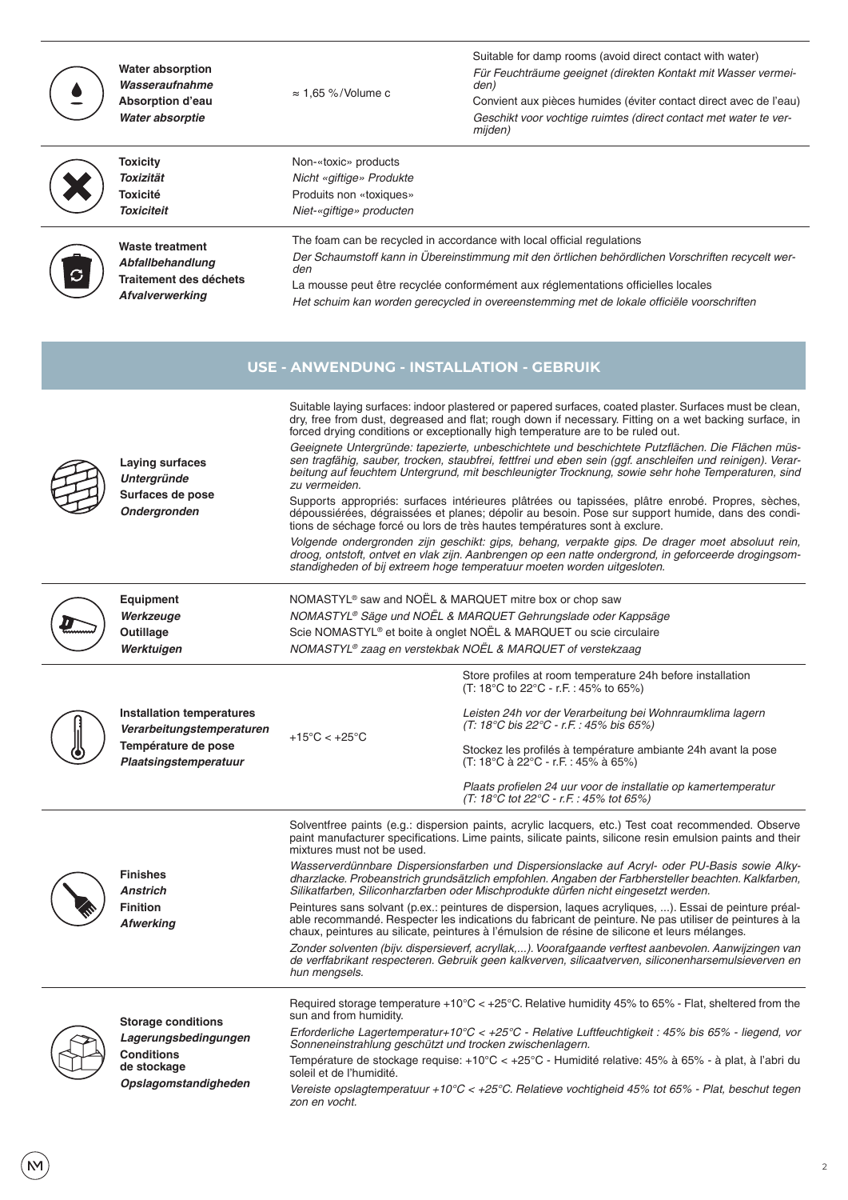| | | | |
|---|---|---|---|
| | **Water absorption**<br>***Wasseraufnahme***<br>**Absorption d'eau**<br>***Water absorptie*** | ≈ 1,65 %/Volume c | Suitable for damp rooms (avoid direct contact with water)<br>*Für Feuchträume geeignet (direkten Kontakt mit Wasser vermeiden)*<br>Convient aux pièces humides (éviter contact direct avec de l'eau)<br>*Geschikt voor vochtige ruimtes (direct contact met water te vermijden)* |
| | **Toxicity**<br>***Toxizität***<br>**Toxicité**<br>***Toxiciteit*** | Non-«toxic» products<br>*Nicht «giftige» Produkte*<br>Produits non «toxiques»<br>*Niet-«giftige» producten* | |
| | **Waste treatment**<br>***Abfallbehandlung***<br>**Traitement des déchets**<br>***Afvalverwerking*** | The foam can be recycled in accordance with local official regulations<br>*Der Schaumstoff kann in Übereinstimmung mit den örtlichen behördlichen Vorschriften recycelt werden*<br>La mousse peut être recyclée conformément aux réglementations officielles locales<br>*Het schuim kan worden gerecycled in overeenstemming met de lokale officiële voorschriften* | |

## USE - ANWENDUNG - INSTALLATION - GEBRUIK

| | | | |
|---|---|---|---|
| | **Laying surfaces**<br>***Untergründe***<br>**Surfaces de pose**<br>***Ondergronden*** | Suitable laying surfaces: indoor plastered or papered surfaces, coated plaster. Surfaces must be clean, dry, free from dust, degreased and flat; rough down if necessary. Fitting on a wet backing surface, in forced drying conditions or exceptionally high temperature are to be ruled out.<br>*Geeignete Untergründe: tapezierte, unbeschichtete und beschichtete Putzflächen. Die Flächen müssen tragfähig, sauber, trocken, staubfrei, fettfrei und eben sein (ggf. anschleifen und reinigen). Verarbeitung auf feuchtem Untergrund, mit beschleunigter Trocknung, sowie sehr hohe Temperaturen, sind zu vermeiden.*<br>Supports appropriés: surfaces intérieures plâtrées ou tapissées, plâtre enrobé. Propres, sèches, dépoussiérées, dégraissées et planes; dépolir au besoin. Pose sur support humide, dans des conditions de séchage forcé ou lors de très hautes températures sont à exclure.<br>*Volgende ondergronden zijn geschikt: gips, behang, verpakte gips. De drager moet absoluut rein, droog, ontstoft, ontvet en vlak zijn. Aanbrengen op een natte ondergrond, in geforceerde drogingsomstandigheden of bij extreem hoge temperatuur moeten worden uitgesloten.* | |
| | **Equipment**<br>***Werkzeuge***<br>**Outillage**<br>***Werktuigen*** | NOMASTYL® saw and NOËL & MARQUET mitre box or chop saw<br>*NOMASTYL® Säge und NOËL & MARQUET Gehrungslade oder Kappsäge*<br>Scie NOMASTYL® et boite à onglet NOËL & MARQUET ou scie circulaire<br>*NOMASTYL® zaag en verstekbak NOËL & MARQUET of verstekzaag* | |
| | **Installation temperatures**<br>***Verarbeitungstemperaturen***<br>**Température de pose**<br>***Plaatsingstemperatuur*** | +15°C < +25°C | Store profiles at room temperature 24h before installation (T: 18°C to 22°C - r.F. : 45% to 65%)<br>*Leisten 24h vor der Verarbeitung bei Wohnraumklima lagern (T: 18°C bis 22°C - r.F. : 45% bis 65%)*<br>Stockez les profilés à température ambiante 24h avant la pose (T: 18°C à 22°C - r.F. : 45% à 65%)<br>*Plaats profielen 24 uur voor de installatie op kamertemperatuur (T: 18°C tot 22°C - r.F. : 45% tot 65%)* |
| | **Finishes**<br>***Anstrich***<br>**Finition**<br>***Afwerking*** | Solventfree paints (e.g.: dispersion paints, acrylic lacquers, etc.) Test coat recommended. Observe paint manufacturer specifications. Lime paints, silicate paints, silicone resin emulsion paints and their mixtures must not be used.<br>*Wasserverdünnbare Dispersionsfarben und Dispersionslacke auf Acryl- oder PU-Basis sowie Alkydharzlacke. Probeanstrich grundsätzlich empfohlen. Angaben der Farbhersteller beachten. Kalkfarben, Silikatfarben, Siliconharzfarben oder Mischprodukte dürfen nicht eingesetzt werden.*<br>Peintures sans solvant (p.ex.: peintures de dispersion, laques acryliques, ...). Essai de peinture préalable recommandé. Respecter les indications du fabricant de peinture. Ne pas utiliser de peintures à la chaux, peintures au silicate, peintures à l'émulsion de résine de silicone et leurs mélanges.<br>*Zonder solventen (bijv. dispersieverf, acryllak,...). Voorafgaande verftest aanbevolen. Aanwijzingen van de verffabrikant respecteren. Gebruik geen kalkverven, silicaatverven, siliconenharsemulsieverven en hun mengsels.* | |
| | **Storage conditions**<br>***Lagerungsbedingungen***<br>**Conditions de stockage**<br>***Opslagomstandigheden*** | Required storage temperature +10°C < +25°C. Relative humidity 45% to 65% - Flat, sheltered from the sun and from humidity.<br>*Erforderliche Lagertemperatur+10°C < +25°C - Relative Luftfeuchtigkeit : 45% bis 65% - liegend, vor Sonneneinstrahlung geschützt und trocken zwischenlagern.*<br>Température de stockage requise: +10°C < +25°C - Humidité relative: 45% à 65% - à plat, à l'abri du soleil et de l'humidité.<br>*Vereiste opslagtemperatuur +10°C < +25°C. Relatieve vochtigheid 45% tot 65% - Plat, beschut tegen zon en vocht.* | |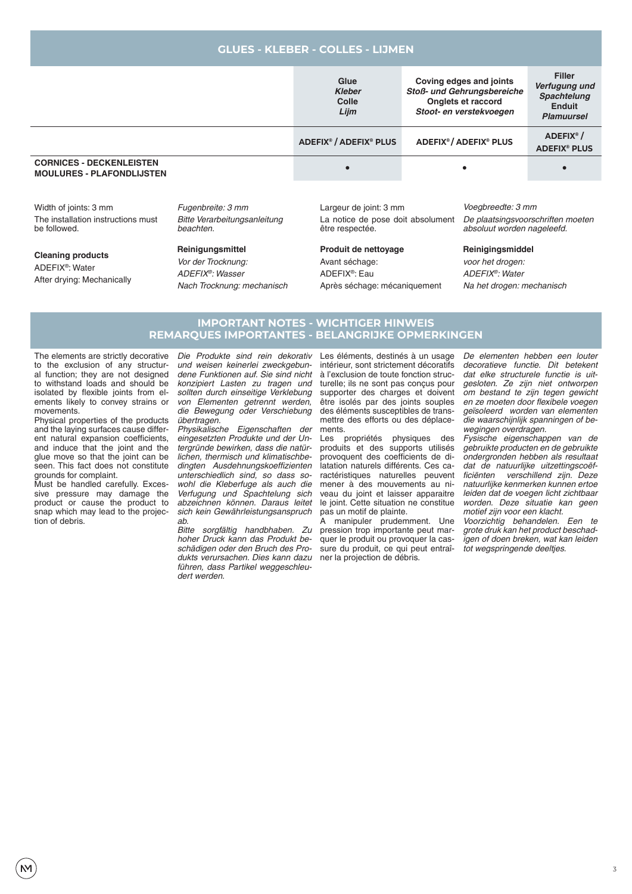## GLUES - KLEBER - COLLES - LIJMEN

| | Glue<br>*Kleber*<br>Colle<br>*Lijm* | Coving edges and joints<br>*Stoß- und Gehrungsbereiche*<br>Onglets et raccord<br>*Stoot- en verstekvoegen* | Filler<br>*Verfugung und Spachtelung*<br>Enduit<br>*Plamuursel* |
|---|---|---|---|
| | **ADEFIX® / ADEFIX® PLUS** | **ADEFIX® / ADEFIX® PLUS** | **ADEFIX® / ADEFIX® PLUS** |
| **CORNICES - DECKENLEISTEN MOULURES - PLAFONDLIJSTEN** | • | • | • |

Width of joints: 3 mm

The installation instructions must be followed.

**Cleaning products**

ADEFIX®: Water

After drying: Mechanically

*Fugenbreite: 3 mm*

*Bitte Verarbeitungsanleitung beachten.*

**Reinigungsmittel**

*Vor der Trocknung:*

*ADEFIX®: Wasser*

*Nach Trocknung: mechanisch*

Largeur de joint: 3 mm

La notice de pose doit absolument être respectée.

**Produit de nettoyage**

Avant séchage:

ADEFIX®: Eau

Après séchage: mécaniquement

*Voegbreedte: 3 mm*

*De plaatsingsvoorschriften moeten absoluut worden nageleefd.*

**Reinigingsmiddel**

*voor het drogen:*

*ADEFIX®: Water*

*Na het drogen: mechanisch*

## IMPORTANT NOTES - WICHTIGER HINWEIS REMARQUES IMPORTANTES - BELANGRIJKE OPMERKINGEN

The elements are strictly decorative to the exclusion of any structural function; they are not designed to withstand loads and should be isolated by flexible joints from elements likely to convey strains or movements.

Physical properties of the products and the laying surfaces cause different natural expansion coefficients, and induce that the joint and the glue move so that the joint can be seen. This fact does not constitute grounds for complaint.

Must be handled carefully. Excessive pressure may damage the product or cause the product to snap which may lead to the projection of debris.

*Die Produkte sind rein dekorativ und weisen keinerlei zweckgebundene Funktionen auf. Sie sind nicht konzipiert Lasten zu tragen und sollten durch einseitige Verklebung von Elementen getrennt werden, die Bewegung oder Verschiebung übertragen.*

*Physikalische Eigenschaften der eingesetzten Produkte und der Untergründe bewirken, dass die natürlichen, thermisch und klimatischbedingten Ausdehnungskoeffizienten unterschiedlich sind, so dass sowohl die Kleberfuge als auch die Verfugung und Spachtelung sich abzeichnen können. Daraus leitet sich kein Gewährleistungsanspruch ab.*

*Bitte sorgfältig handhaben. Zu hoher Druck kann das Produkt beschädigen oder den Bruch des Produkts verursachen. Dies kann dazu führen, dass Partikel weggeschleudert werden.*

Les éléments, destinés à un usage intérieur, sont strictement décoratifs à l'exclusion de toute fonction structurelle; ils ne sont pas conçus pour supporter des charges et doivent être isolés par des joints souples des éléments susceptibles de transmettre des efforts ou des déplacements.

Les propriétés physiques des produits et des supports utilisés provoquent des coefficients de dilatation naturels différents. Ces caractéristiques naturelles peuvent mener à des mouvements au niveau du joint et laisser apparaitre le joint. Cette situation ne constitue pas un motif de plainte.

A manipuler prudemment. Une pression trop importante peut marquer le produit ou provoquer la cassure du produit, ce qui peut entraîner la projection de débris.

*De elementen hebben een louter decoratieve functie. Dit betekent dat elke structurele functie is uitgesloten. Ze zijn niet ontworpen om bestand te zijn tegen gewicht en ze moeten door flexibele voegen geïsoleerd worden van elementen die waarschijnlijk spanningen of bewegingen overdragen.*

*Fysische eigenschappen van de gebruikte producten en de gebruikte ondergronden hebben als resultaat dat de natuurlijke uitzettingscoëfficiënten verschillend zijn. Deze natuurlijke kenmerken kunnen ertoe leiden dat de voegen licht zichtbaar worden. Deze situatie kan geen motief zijn voor een klacht.*

*Voorzichtig behandelen. Een te grote druk kan het product beschadigen of doen breken, wat kan leiden tot wegspringende deeltjes.*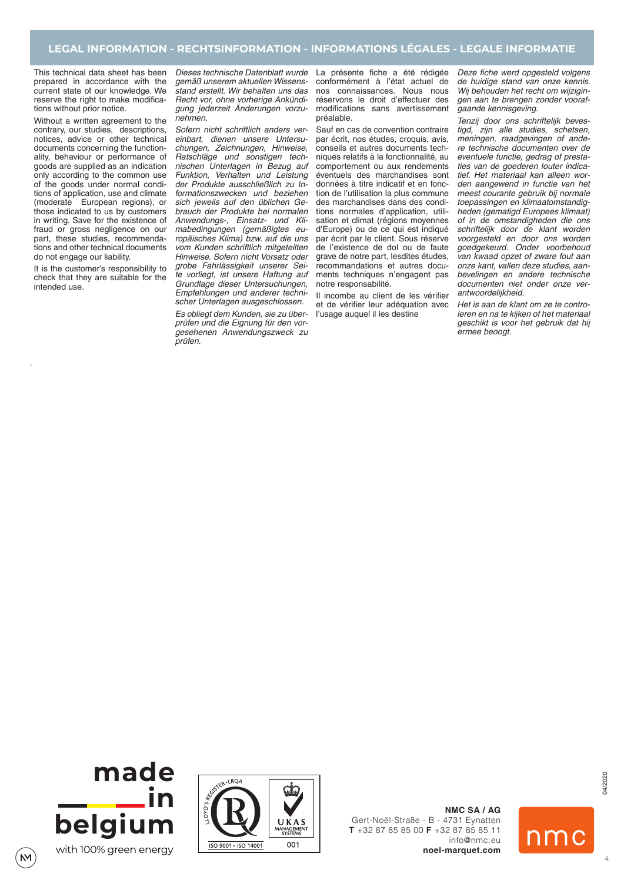## LEGAL INFORMATION - RECHTSINFORMATION - INFORMATIONS LÉGALES - LEGALE INFORMATIE

This technical data sheet has been prepared in accordance with the current state of our knowledge. We reserve the right to make modifications without prior notice.

Without a written agreement to the contrary, our studies, descriptions, notices, advice or other technical documents concerning the functionality, behaviour or performance of goods are supplied as an indication only according to the common use of the goods under normal conditions of application, use and climate (moderate European regions), or those indicated to us by customers in writing. Save for the existence of fraud or gross negligence on our part, these studies, recommendations and other technical documents do not engage our liability.

It is the customer's responsibility to check that they are suitable for the intended use.

*Dieses technische Datenblatt wurde gemäß unserem aktuellen Wissensstand erstellt. Wir behalten uns das Recht vor, ohne vorherige Ankündigung jederzeit Änderungen vorzunehmen.*

*Sofern nicht schriftlich anders vereinbart, dienen unsere Untersuchungen, Zeichnungen, Hinweise, Ratschläge und sonstigen technischen Unterlagen in Bezug auf Funktion, Verhalten und Leistung der Produkte ausschließlich zu Informationszwecken und beziehen sich jeweils auf den üblichen Gebrauch der Produkte bei normalen Anwendungs-, Einsatz- und Klimabedingungen (gemäßigtes europäisches Klima) bzw. auf die uns vom Kunden schriftlich mitgeteilten Hinweise. Sofern nicht Vorsatz oder grobe Fahrlässigkeit unserer Seite vorliegt, ist unsere Haftung auf Grundlage dieser Untersuchungen, Empfehlungen und anderer technischer Unterlagen ausgeschlossen.*

*Es obliegt dem Kunden, sie zu überprüfen und die Eignung für den vorgesehenen Anwendungszweck zu prüfen.*

La présente fiche a été rédigée conformément à l'état actuel de nos connaissances. Nous nous réservons le droit d'effectuer des modifications sans avertissement préalable.

Sauf en cas de convention contraire par écrit, nos études, croquis, avis, conseils et autres documents techniques relatifs à la fonctionnalité, au comportement ou aux rendements éventuels des marchandises sont données à titre indicatif et en fonction de l'utilisation la plus commune des marchandises dans des conditions normales d'application, utilisation et climat (régions moyennes d'Europe) ou de ce qui est indiqué par écrit par le client. Sous réserve de l'existence de dol ou de faute grave de notre part, lesdites études, recommandations et autres documents techniques n'engagent pas notre responsabilité.

Il incombe au client de les vérifier et de vérifier leur adéquation avec l'usage auquel il les destine

*Deze fiche werd opgesteld volgens de huidige stand van onze kennis. Wij behouden het recht om wijzigingen aan te brengen zonder voorafgaande kennisgeving.*

*Tenzij door ons schriftelijk bevestigd, zijn alle studies, schetsen, meningen, raadgevingen of andere technische documenten over de eventuele functie, gedrag of prestaties van de goederen louter indicatief. Het materiaal kan alleen worden aangewend in functie van het meest courante gebruik bij normale toepassingen en klimaatomstandigheden (gematigd Europees klimaat) of in de omstandigheden die ons schriftelijk door de klant worden voorgesteld en door ons worden goedgekeurd. Onder voorbehoud van kwaad opzet of zware fout aan onze kant, vallen deze studies, aanbevelingen en andere technische documenten niet onder onze verantwoordelijkheid.*

*Het is aan de klant om ze te controleren en na te kijken of het materiaal geschikt is voor het gebruik dat hij ermee beoogt.*

**made in belgium**
with 100% green energy

LLOYD'S REGISTER • LRQA
UKAS MANAGEMENT SYSTEMS
ISO 9001 • ISO 14001 001

**NMC SA / AG**
Gert-Noël-Straße - B - 4731 Eynatten
**T** +32 87 85 85 00 **F** +32 87 85 85 11
info@nmc.eu
**noel-marquet.com**

nmc

04/2020